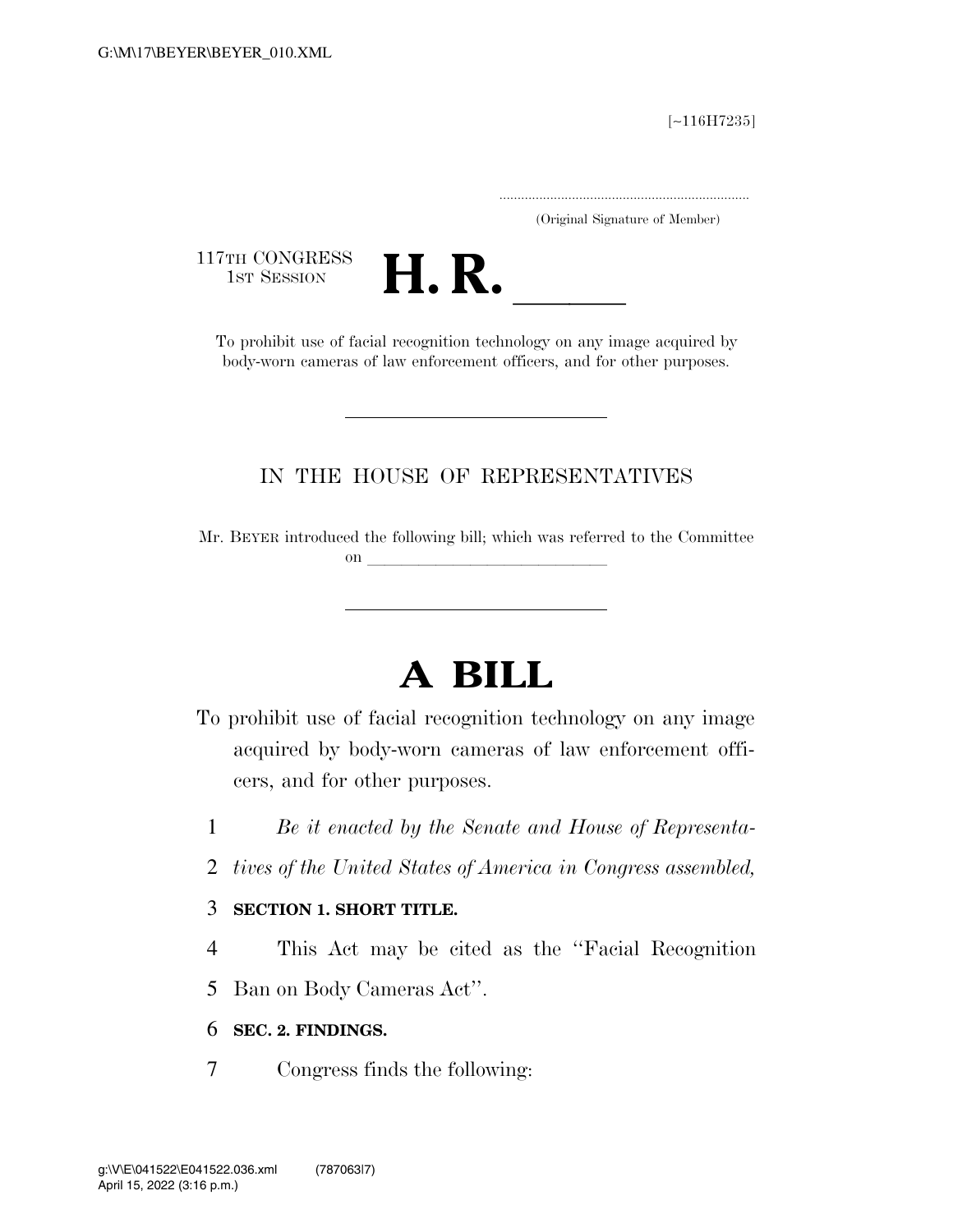G:\M\17\BEYER\BEYER_010.XML

[~116H7235]

.....................................................................
(Original Signature of Member)

117TH CONGRESS
1ST SESSION

# H. R. ______

To prohibit use of facial recognition technology on any image acquired by body-worn cameras of law enforcement officers, and for other purposes.

IN THE HOUSE OF REPRESENTATIVES

Mr. BEYER introduced the following bill; which was referred to the Committee on ______________________________

# A BILL

To prohibit use of facial recognition technology on any image acquired by body-worn cameras of law enforcement officers, and for other purposes.

1 *Be it enacted by the Senate and House of Representa-*
2 *tives of the United States of America in Congress assembled,*

3 **SECTION 1. SHORT TITLE.**

4 This Act may be cited as the ''Facial Recognition
5 Ban on Body Cameras Act''.

6 **SEC. 2. FINDINGS.**

7 Congress finds the following:

g:\V\E\041522\E041522.036.xml (787063|7)
April 15, 2022 (3:16 p.m.)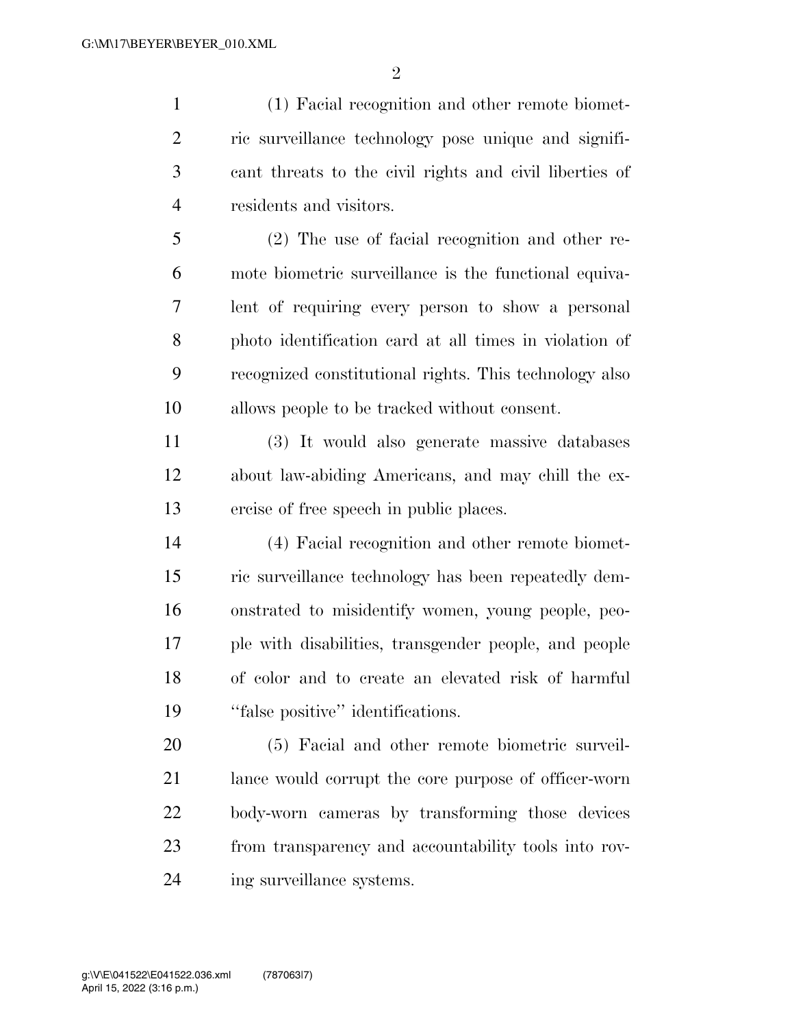(1) Facial recognition and other remote biometric surveillance technology pose unique and significant threats to the civil rights and civil liberties of residents and visitors.

(2) The use of facial recognition and other remote biometric surveillance is the functional equivalent of requiring every person to show a personal photo identification card at all times in violation of recognized constitutional rights. This technology also allows people to be tracked without consent.

(3) It would also generate massive databases about law-abiding Americans, and may chill the exercise of free speech in public places.

(4) Facial recognition and other remote biometric surveillance technology has been repeatedly demonstrated to misidentify women, young people, people with disabilities, transgender people, and people of color and to create an elevated risk of harmful ''false positive'' identifications.

(5) Facial and other remote biometric surveillance would corrupt the core purpose of officer-worn body-worn cameras by transforming those devices from transparency and accountability tools into roving surveillance systems.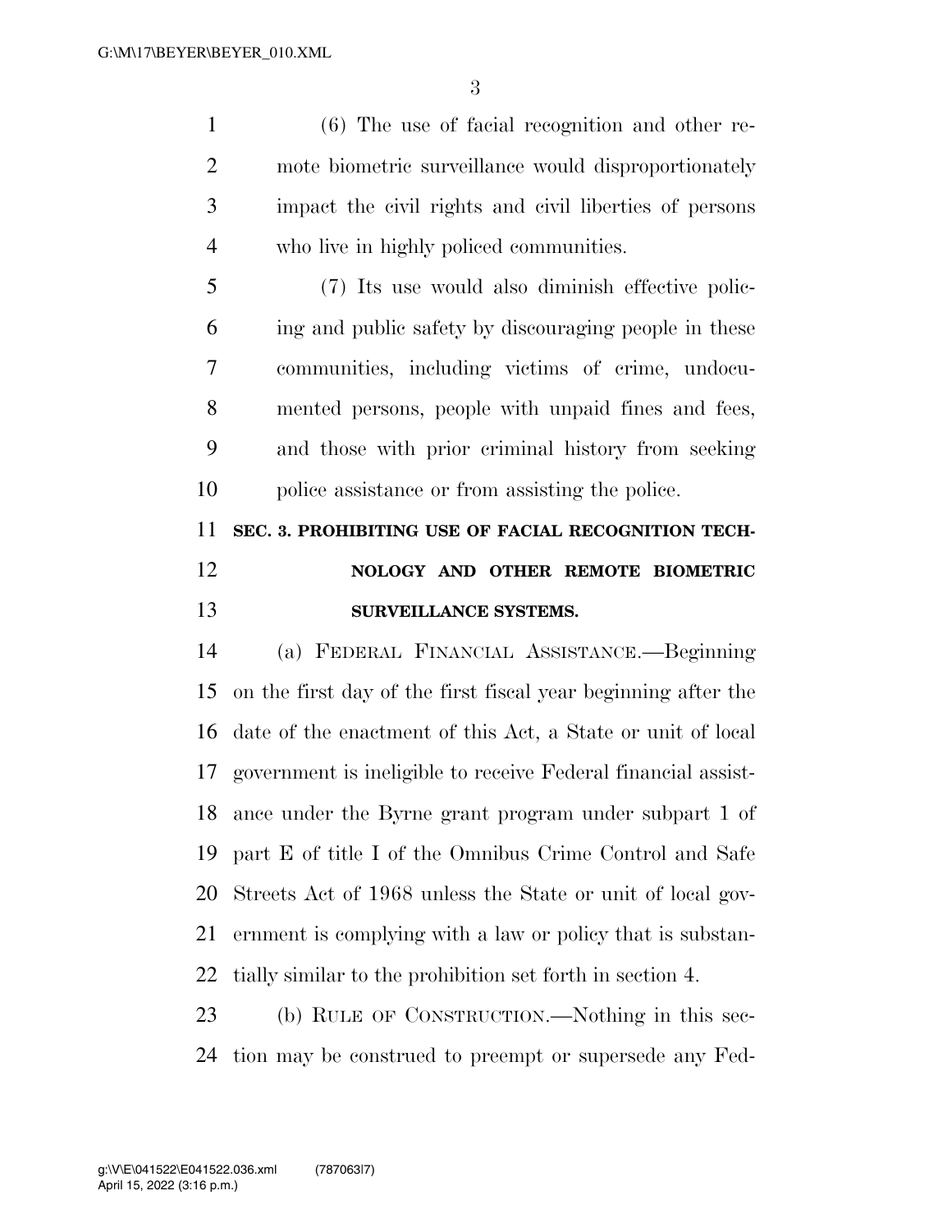(6) The use of facial recognition and other remote biometric surveillance would disproportionately impact the civil rights and civil liberties of persons who live in highly policed communities.

(7) Its use would also diminish effective policing and public safety by discouraging people in these communities, including victims of crime, undocumented persons, people with unpaid fines and fees, and those with prior criminal history from seeking police assistance or from assisting the police.

## SEC. 3. PROHIBITING USE OF FACIAL RECOGNITION TECHNOLOGY AND OTHER REMOTE BIOMETRIC SURVEILLANCE SYSTEMS.

(a) FEDERAL FINANCIAL ASSISTANCE.—Beginning on the first day of the first fiscal year beginning after the date of the enactment of this Act, a State or unit of local government is ineligible to receive Federal financial assistance under the Byrne grant program under subpart 1 of part E of title I of the Omnibus Crime Control and Safe Streets Act of 1968 unless the State or unit of local government is complying with a law or policy that is substantially similar to the prohibition set forth in section 4.

(b) RULE OF CONSTRUCTION.—Nothing in this section may be construed to preempt or supersede any Fed-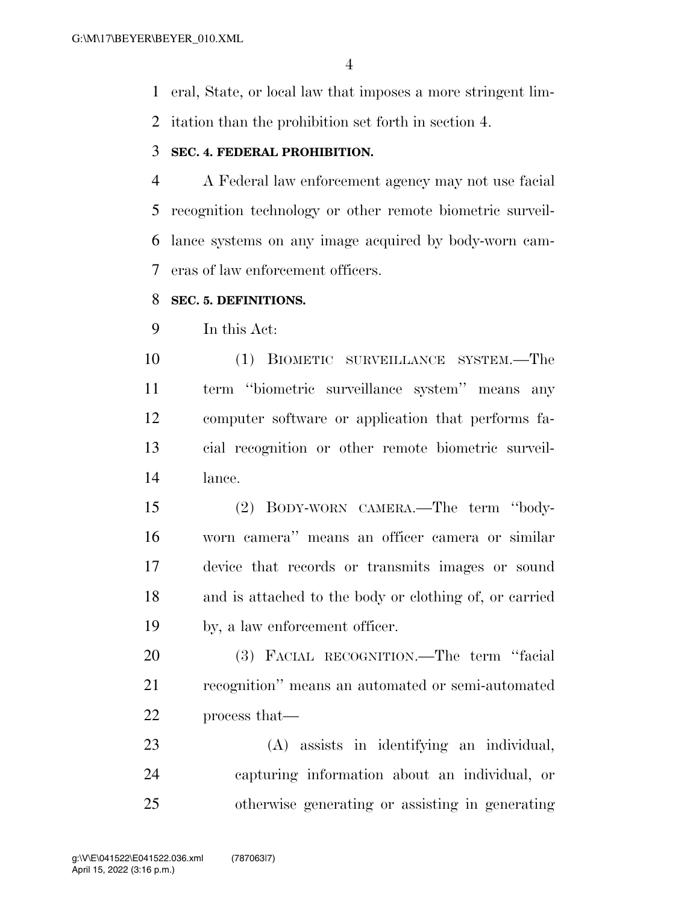eral, State, or local law that imposes a more stringent limitation than the prohibition set forth in section 4.

### SEC. 4. FEDERAL PROHIBITION.

A Federal law enforcement agency may not use facial recognition technology or other remote biometric surveillance systems on any image acquired by body-worn cameras of law enforcement officers.

### SEC. 5. DEFINITIONS.

In this Act:

(1) BIOMETIC SURVEILLANCE SYSTEM.—The term "biometric surveillance system" means any computer software or application that performs facial recognition or other remote biometric surveillance.

(2) BODY-WORN CAMERA.—The term "body-worn camera" means an officer camera or similar device that records or transmits images or sound and is attached to the body or clothing of, or carried by, a law enforcement officer.

(3) FACIAL RECOGNITION.—The term "facial recognition" means an automated or semi-automated process that—

(A) assists in identifying an individual, capturing information about an individual, or otherwise generating or assisting in generating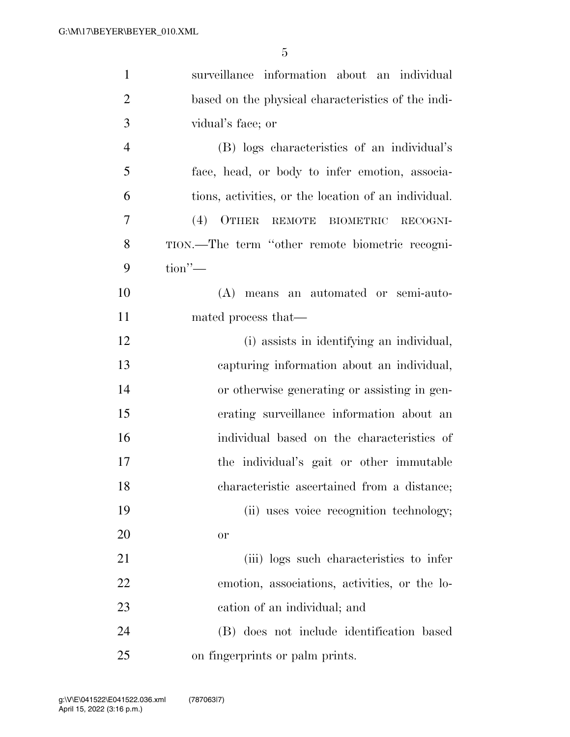surveillance information about an individual based on the physical characteristics of the individual's face; or

(B) logs characteristics of an individual's face, head, or body to infer emotion, associations, activities, or the location of an individual.

(4) OTHER REMOTE BIOMETRIC RECOGNITION.—The term "other remote biometric recognition"—

(A) means an automated or semi-automated process that—

(i) assists in identifying an individual, capturing information about an individual, or otherwise generating or assisting in generating surveillance information about an individual based on the characteristics of the individual's gait or other immutable characteristic ascertained from a distance;

(ii) uses voice recognition technology; or

(iii) logs such characteristics to infer emotion, associations, activities, or the location of an individual; and

(B) does not include identification based on fingerprints or palm prints.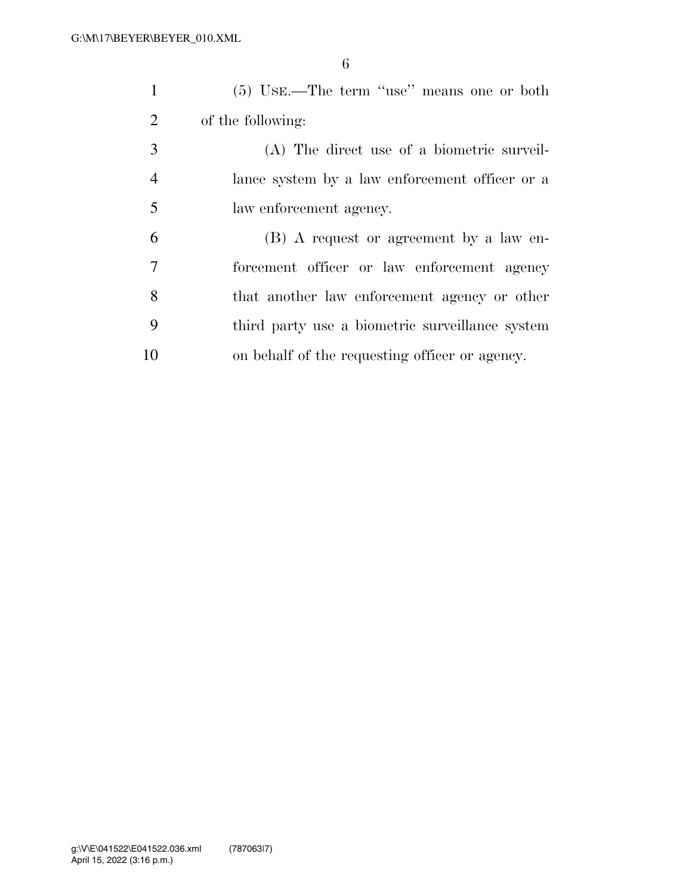(5) USE.—The term "use" means one or both of the following:

(A) The direct use of a biometric surveillance system by a law enforcement officer or a law enforcement agency.

(B) A request or agreement by a law enforcement officer or law enforcement agency that another law enforcement agency or other third party use a biometric surveillance system on behalf of the requesting officer or agency.